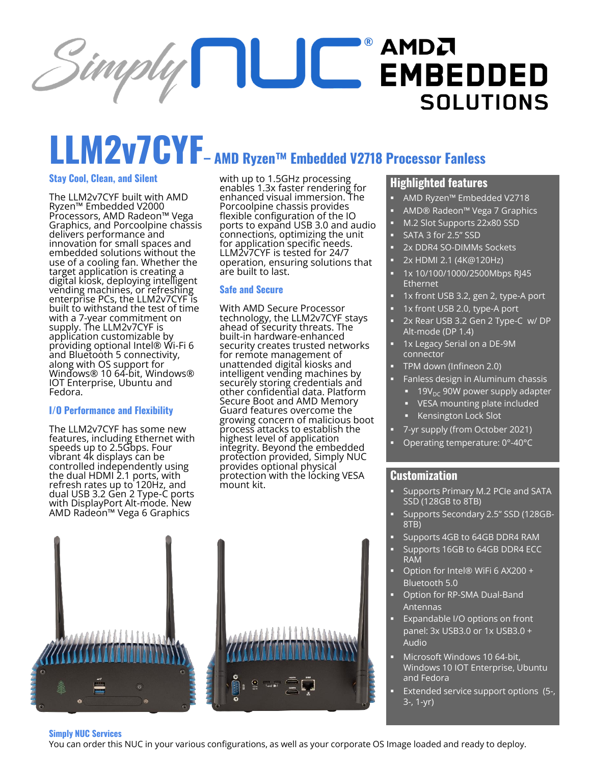# LLM2v7CYF – AMD Ryzen™ Embedded V2718 Processor Fanless

## Stay Cool, Clean, and Silent

The LLM2v7CYF built with AMD Ryzen™ Embedded V2000 Processors, AMD Radeon™ Vega Graphics, and Porcoolpine chassis delivers performance and innovation for small spaces and embedded solutions without the use of a cooling fan. Whether the target application is creating a digital kiosk, deploying intelligent vending machines, or refreshing enterprise PCs, the LLM2v7CYF is built to withstand the test of time with a 7-year commitment on supply. The LLM2v7CYF is application customizable by providing optional Intel® Wi-Fi 6 and Bluetooth 5 connectivity, along with OS support for Windows® 10 64-bit, Windows® IOT Enterprise, Ubuntu and Fedora.

## I/O Performance and Flexibility

The LLM2v7CYF has some new features, including Ethernet with speeds up to 2.5Gbps. Four vibrant 4k displays can be controlled independently using the dual HDMI 2.1 ports, with refresh rates up to 120Hz, and dual USB 3.2 Gen 2 Type-C ports with DisplayPort Alt-mode. New AMD Radeon™ Vega 6 Graphics with up to 1.5GHz processing enables 1.3x faster rendering for enhanced visual immersion. The Porcoolpine chassis provides flexible configuration of the IO ports to expand USB 3.0 and audio connections, optimizing the unit for application specific needs. LLM2v7CYF is tested for 24/7 operation, ensuring solutions that are built to last.

## Safe and Secure

With AMD Secure Processor technology, the LLM2v7CYF stays ahead of security threats. The built-in hardware-enhanced security creates trusted networks for remote management of unattended digital kiosks and intelligent vending machines by securely storing credentials and other confidential data. Platform Secure Boot and AMD Memory Guard features overcome the growing concern of malicious boot process attacks to establish the highest level of application integrity. Beyond the embedded protection provided, Simply NUC provides optional physical protection with the locking VESA mount kit.

## Highlighted features

- AMD Ryzen™ Embedded V2718
- AMD® Radeon™ Vega 7 Graphics
- M.2 Slot Supports 22x80 SSD
- SATA 3 for 2.5" SSD
- 2x DDR4 SO-DIMMs Sockets
- 2x HDMI 2.1 (4K@120Hz)
- 1x 10/100/1000/2500Mbps RJ45 Ethernet
- 1x front USB 3.2, gen 2, type-A port
- 1x front USB 2.0, type-A port
- 2x Rear USB 3.2 Gen 2 Type-C w/ DP Alt-mode (DP 1.4)
- 1x Legacy Serial on a DE-9M connector
- TPM down (Infineon 2.0)
- Fanless design in Aluminum chassis
  - $19V_{DC}$ 90W power supply adapter
  - VESA mounting plate included
  - Kensington Lock Slot
- 7-yr supply (from October 2021)
- Operating temperature: 0°-40°C

## Customization

- Supports Primary M.2 PCIe and SATA SSD (128GB to 8TB)
- Supports Secondary 2.5" SSD (128GB-8TB)
- Supports 4GB to 64GB DDR4 RAM
- Supports 16GB to 64GB DDR4 ECC RAM
- Option for Intel® WiFi 6 AX200 + Bluetooth 5.0
- Option for RP-SMA Dual-Band Antennas
- Expandable I/O options on front panel: 3x USB3.0 or 1x USB3.0 + Audio
- Microsoft Windows 10 64-bit, Windows 10 IOT Enterprise, Ubuntu and Fedora
- Extended service support options (5-, 3-, 1-yr)

## Simply NUC Services

You can order this NUC in your various configurations, as well as your corporate OS Image loaded and ready to deploy.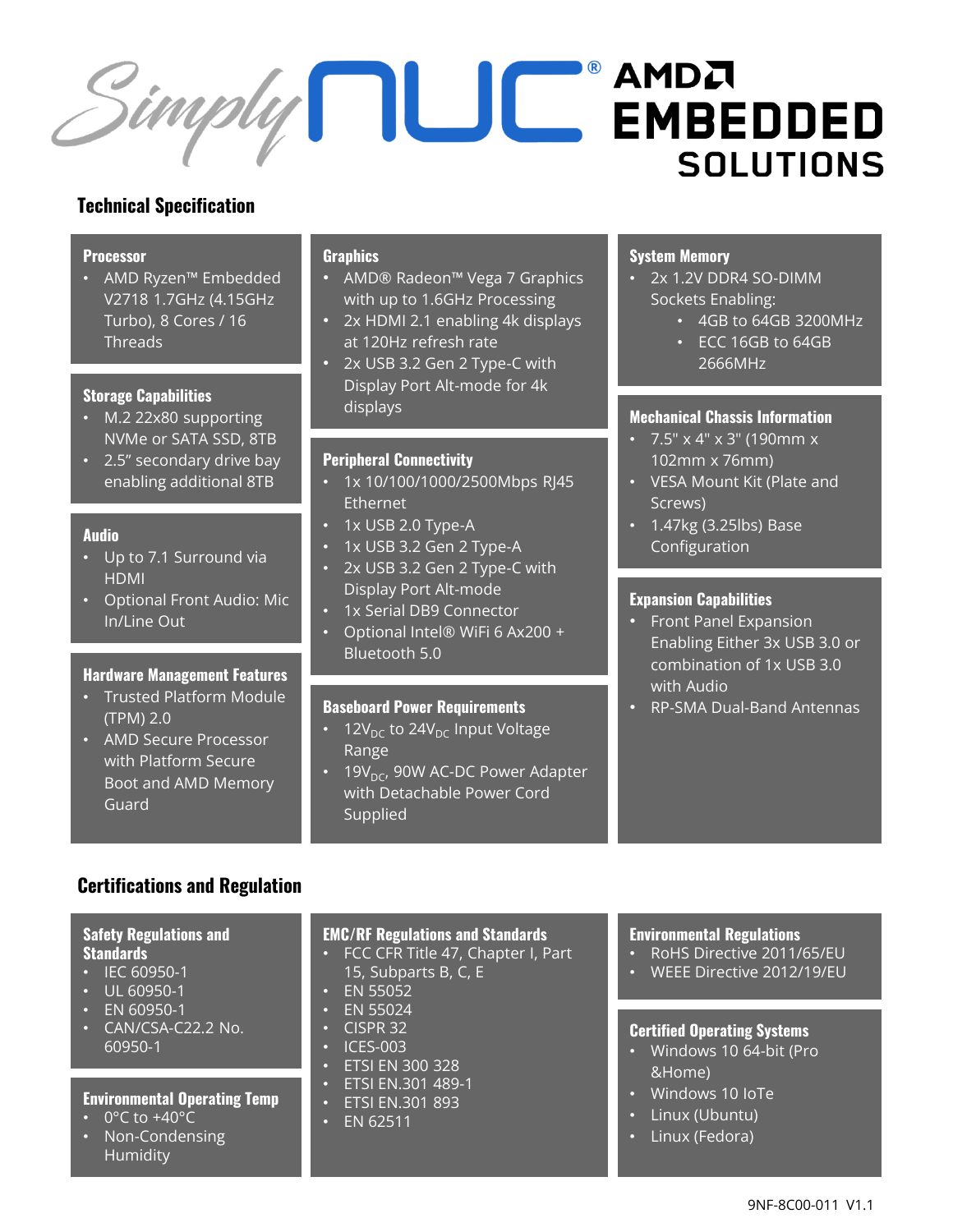## Technical Specification

### Processor
- AMD Ryzen™ Embedded V2718 1.7GHz (4.15GHz Turbo), 8 Cores / 16 Threads

### Storage Capabilities
- M.2 22x80 supporting NVMe or SATA SSD, 8TB
- 2.5" secondary drive bay enabling additional 8TB

### Audio
- Up to 7.1 Surround via HDMI
- Optional Front Audio: Mic In/Line Out

### Hardware Management Features
- Trusted Platform Module (TPM) 2.0
- AMD Secure Processor with Platform Secure Boot and AMD Memory Guard

### Graphics
- AMD® Radeon™ Vega 7 Graphics with up to 1.6GHz Processing
- 2x HDMI 2.1 enabling 4k displays at 120Hz refresh rate
- 2x USB 3.2 Gen 2 Type-C with Display Port Alt-mode for 4k displays

### Peripheral Connectivity
- 1x 10/100/1000/2500Mbps RJ45 Ethernet
- 1x USB 2.0 Type-A
- 1x USB 3.2 Gen 2 Type-A
- 2x USB 3.2 Gen 2 Type-C with Display Port Alt-mode
- 1x Serial DB9 Connector
- Optional Intel® WiFi 6 Ax200 + Bluetooth 5.0

### Baseboard Power Requirements
- $12V_{DC}$ to $24V_{DC}$ Input Voltage Range
- $19V_{DC}$, 90W AC-DC Power Adapter with Detachable Power Cord Supplied

### System Memory
- 2x 1.2V DDR4 SO-DIMM Sockets Enabling:
  - 4GB to 64GB 3200MHz
  - ECC 16GB to 64GB 2666MHz

### Mechanical Chassis Information
- 7.5" x 4" x 3" (190mm x 102mm x 76mm)
- VESA Mount Kit (Plate and Screws)
- 1.47kg (3.25lbs) Base Configuration

### Expansion Capabilities
- Front Panel Expansion Enabling Either 3x USB 3.0 or combination of 1x USB 3.0 with Audio
- RP-SMA Dual-Band Antennas

## Certifications and Regulation

### Safety Regulations and Standards
- IEC 60950-1
- UL 60950-1
- EN 60950-1
- CAN/CSA-C22.2 No. 60950-1

### Environmental Operating Temp
- 0°C to +40°C
- Non-Condensing Humidity

### EMC/RF Regulations and Standards
- FCC CFR Title 47, Chapter I, Part 15, Subparts B, C, E
- EN 55052
- EN 55024
- CISPR 32
- ICES-003
- ETSI EN 300 328
- ETSI EN.301 489-1
- ETSI EN.301 893
- EN 62511

### Environmental Regulations
- RoHS Directive 2011/65/EU
- WEEE Directive 2012/19/EU

### Certified Operating Systems
- Windows 10 64-bit (Pro &Home)
- Windows 10 IoTe
- Linux (Ubuntu)
- Linux (Fedora)

9NF-8C00-011 V1.1